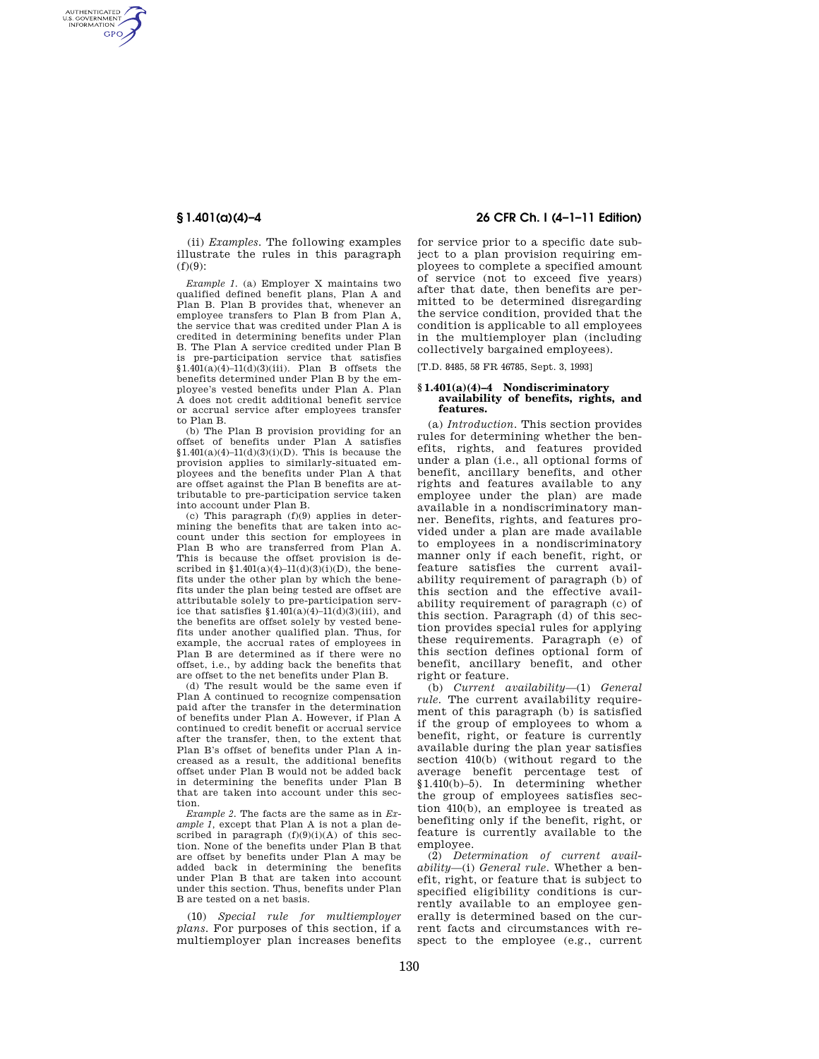(ii) *Examples.* The following examples illustrate the rules in this paragraph (f)(9):

*Example 1.* (a) Employer X maintains two qualified defined benefit plans, Plan A and Plan B. Plan B provides that, whenever an employee transfers to Plan B from Plan A, the service that was credited under Plan A is credited in determining benefits under Plan B. The Plan A service credited under Plan B is pre-participation service that satisfies §1.401(a)(4)–11(d)(3)(iii). Plan B offsets the benefits determined under Plan B by the employee's vested benefits under Plan A. Plan A does not credit additional benefit service or accrual service after employees transfer to Plan B.

(b) The Plan B provision providing for an offset of benefits under Plan A satisfies §1.401(a)(4)–11(d)(3)(i)(D). This is because the provision applies to similarly-situated employees and the benefits under Plan A that are offset against the Plan B benefits are attributable to pre-participation service taken into account under Plan B.

(c) This paragraph (f)(9) applies in determining the benefits that are taken into account under this section for employees in Plan B who are transferred from Plan A. This is because the offset provision is described in §1.401(a)(4)–11(d)(3)(i)(D), the benefits under the other plan by which the benefits under the plan being tested are offset are attributable solely to pre-participation service that satisfies §1.401(a)(4)–11(d)(3)(iii), and the benefits are offset solely by vested benefits under another qualified plan. Thus, for example, the accrual rates of employees in Plan B are determined as if there were no offset, i.e., by adding back the benefits that are offset to the net benefits under Plan B.

(d) The result would be the same even if Plan A continued to recognize compensation paid after the transfer in the determination of benefits under Plan A. However, if Plan A continued to credit benefit or accrual service after the transfer, then, to the extent that Plan B's offset of benefits under Plan A increased as a result, the additional benefits offset under Plan B would not be added back in determining the benefits under Plan B that are taken into account under this section.

*Example 2.* The facts are the same as in *Example 1*, except that Plan A is not a plan described in paragraph (f)(9)(i)(A) of this section. None of the benefits under Plan B that are offset by benefits under Plan A may be added back in determining the benefits under Plan B that are taken into account under this section. Thus, benefits under Plan B are tested on a net basis.

(10) *Special rule for multiemployer plans.* For purposes of this section, if a multiemployer plan increases benefits for service prior to a specific date subject to a plan provision requiring employees to complete a specified amount of service (not to exceed five years) after that date, then benefits are permitted to be determined disregarding the service condition, provided that the condition is applicable to all employees in the multiemployer plan (including collectively bargained employees).

[T.D. 8485, 58 FR 46785, Sept. 3, 1993]

### § 1.401(a)(4)–4 Nondiscriminatory availability of benefits, rights, and features.

(a) *Introduction.* This section provides rules for determining whether the benefits, rights, and features provided under a plan (i.e., all optional forms of benefit, ancillary benefits, and other rights and features available to any employee under the plan) are made available in a nondiscriminatory manner. Benefits, rights, and features provided under a plan are made available to employees in a nondiscriminatory manner only if each benefit, right, or feature satisfies the current availability requirement of paragraph (b) of this section and the effective availability requirement of paragraph (c) of this section. Paragraph (d) of this section provides special rules for applying these requirements. Paragraph (e) of this section defines optional form of benefit, ancillary benefit, and other right or feature.

(b) *Current availability*—(1) *General rule.* The current availability requirement of this paragraph (b) is satisfied if the group of employees to whom a benefit, right, or feature is currently available during the plan year satisfies section 410(b) (without regard to the average benefit percentage test of §1.410(b)–5). In determining whether the group of employees satisfies section 410(b), an employee is treated as benefiting only if the benefit, right, or feature is currently available to the employee.

(2) *Determination of current availability*—(i) *General rule.* Whether a benefit, right, or feature that is subject to specified eligibility conditions is currently available to an employee generally is determined based on the current facts and circumstances with respect to the employee (e.g., current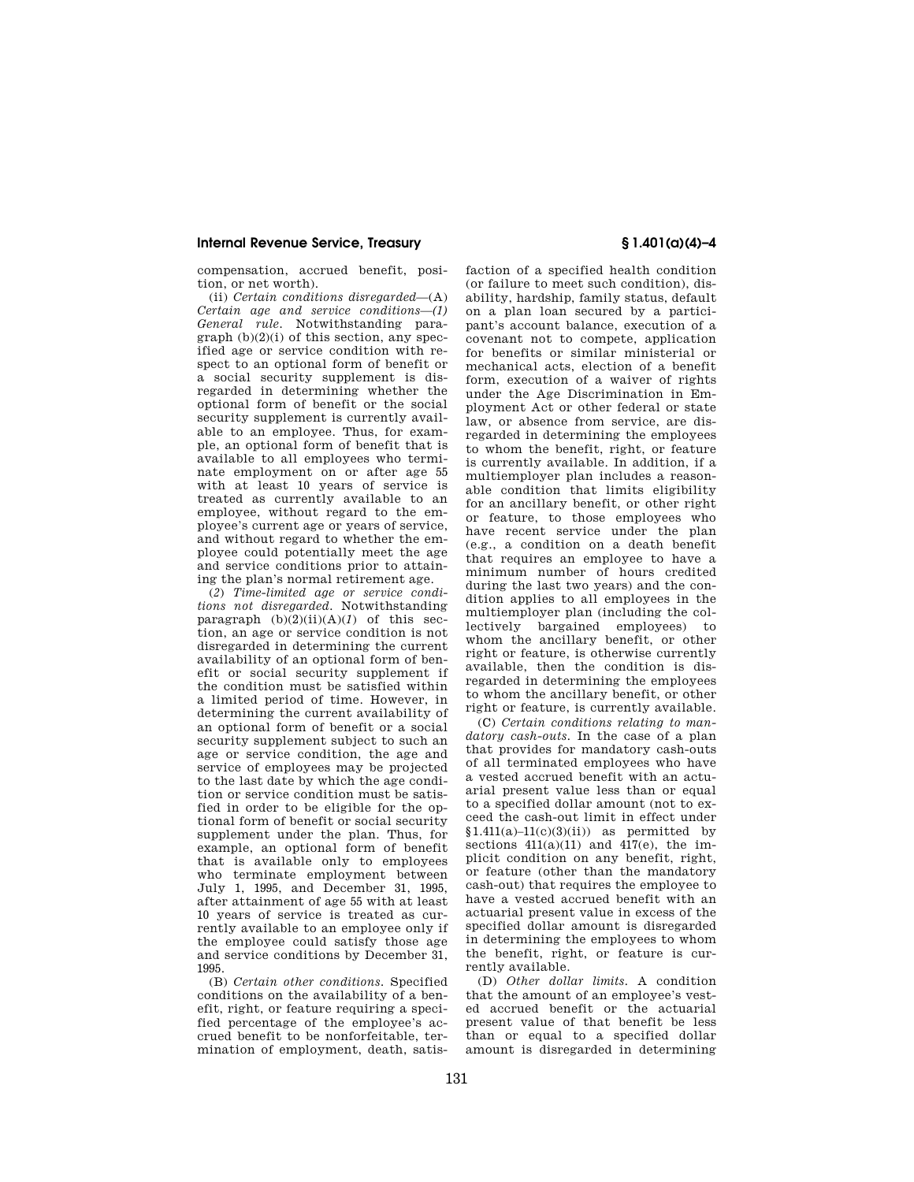compensation, accrued benefit, position, or net worth).

(ii) *Certain conditions disregarded*—(A) *Certain age and service conditions*—*(1) General rule.* Notwithstanding paragraph (b)(2)(i) of this section, any specified age or service condition with respect to an optional form of benefit or a social security supplement is disregarded in determining whether the optional form of benefit or the social security supplement is currently available to an employee. Thus, for example, an optional form of benefit that is available to all employees who terminate employment on or after age 55 with at least 10 years of service is treated as currently available to an employee, without regard to the employee's current age or years of service, and without regard to whether the employee could potentially meet the age and service conditions prior to attaining the plan's normal retirement age.

(*2*) *Time-limited age or service conditions not disregarded.* Notwithstanding paragraph (b)(2)(ii)(A)(*1*) of this section, an age or service condition is not disregarded in determining the current availability of an optional form of benefit or social security supplement if the condition must be satisfied within a limited period of time. However, in determining the current availability of an optional form of benefit or a social security supplement subject to such an age or service condition, the age and service of employees may be projected to the last date by which the age condition or service condition must be satisfied in order to be eligible for the optional form of benefit or social security supplement under the plan. Thus, for example, an optional form of benefit that is available only to employees who terminate employment between July 1, 1995, and December 31, 1995, after attainment of age 55 with at least 10 years of service is treated as currently available to an employee only if the employee could satisfy those age and service conditions by December 31, 1995.

(B) *Certain other conditions.* Specified conditions on the availability of a benefit, right, or feature requiring a specified percentage of the employee's accrued benefit to be nonforfeitable, termination of employment, death, satisfaction of a specified health condition (or failure to meet such condition), disability, hardship, family status, default on a plan loan secured by a participant's account balance, execution of a covenant not to compete, application for benefits or similar ministerial or mechanical acts, election of a benefit form, execution of a waiver of rights under the Age Discrimination in Employment Act or other federal or state law, or absence from service, are disregarded in determining the employees to whom the benefit, right, or feature is currently available. In addition, if a multiemployer plan includes a reasonable condition that limits eligibility for an ancillary benefit, or other right or feature, to those employees who have recent service under the plan (e.g., a condition on a death benefit that requires an employee to have a minimum number of hours credited during the last two years) and the condition applies to all employees in the multiemployer plan (including the collectively bargained employees) to whom the ancillary benefit, or other right or feature, is otherwise currently available, then the condition is disregarded in determining the employees to whom the ancillary benefit, or other right or feature, is currently available.

(C) *Certain conditions relating to mandatory cash-outs.* In the case of a plan that provides for mandatory cash-outs of all terminated employees who have a vested accrued benefit with an actuarial present value less than or equal to a specified dollar amount (not to exceed the cash-out limit in effect under §1.411(a)–11(c)(3)(ii)) as permitted by sections 411(a)(11) and 417(e), the implicit condition on any benefit, right, or feature (other than the mandatory cash-out) that requires the employee to have a vested accrued benefit with an actuarial present value in excess of the specified dollar amount is disregarded in determining the employees to whom the benefit, right, or feature is currently available.

(D) *Other dollar limits.* A condition that the amount of an employee's vested accrued benefit or the actuarial present value of that benefit be less than or equal to a specified dollar amount is disregarded in determining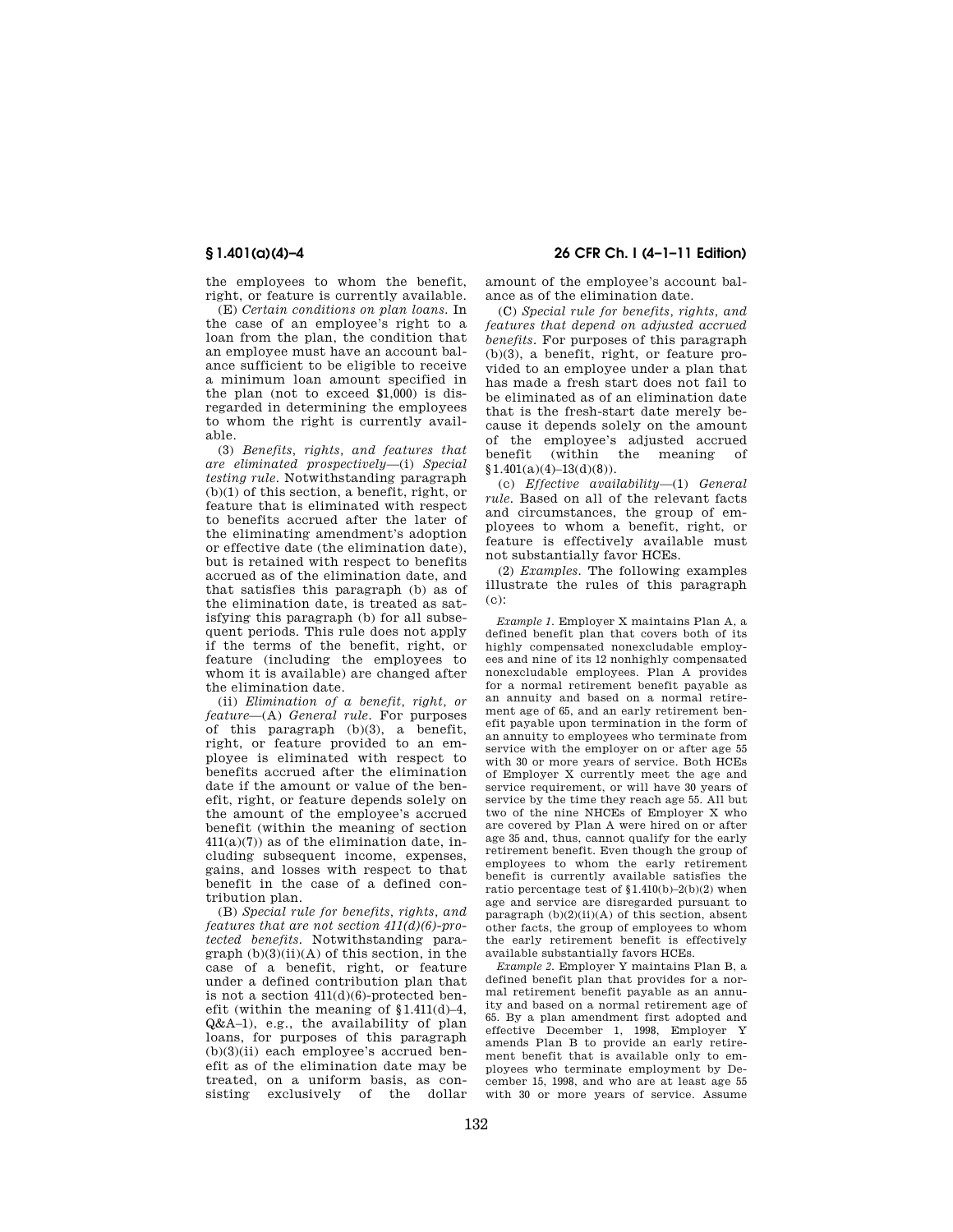the employees to whom the benefit, right, or feature is currently available.

(E) *Certain conditions on plan loans.* In the case of an employee's right to a loan from the plan, the condition that an employee must have an account balance sufficient to be eligible to receive a minimum loan amount specified in the plan (not to exceed $1,000) is disregarded in determining the employees to whom the right is currently available.

(3) *Benefits, rights, and features that are eliminated prospectively*—(i) *Special testing rule.* Notwithstanding paragraph (b)(1) of this section, a benefit, right, or feature that is eliminated with respect to benefits accrued after the later of the eliminating amendment's adoption or effective date (the elimination date), but is retained with respect to benefits accrued as of the elimination date, and that satisfies this paragraph (b) as of the elimination date, is treated as satisfying this paragraph (b) for all subsequent periods. This rule does not apply if the terms of the benefit, right, or feature (including the employees to whom it is available) are changed after the elimination date.

(ii) *Elimination of a benefit, right, or feature*—(A) *General rule.* For purposes of this paragraph (b)(3), a benefit, right, or feature provided to an employee is eliminated with respect to benefits accrued after the elimination date if the amount or value of the benefit, right, or feature depends solely on the amount of the employee's accrued benefit (within the meaning of section 411(a)(7)) as of the elimination date, including subsequent income, expenses, gains, and losses with respect to that benefit in the case of a defined contribution plan.

(B) *Special rule for benefits, rights, and features that are not section 411(d)(6)-protected benefits.* Notwithstanding paragraph (b)(3)(ii)(A) of this section, in the case of a benefit, right, or feature under a defined contribution plan that is not a section 411(d)(6)-protected benefit (within the meaning of §1.411(d)–4, Q&A–1), e.g., the availability of plan loans, for purposes of this paragraph (b)(3)(ii) each employee's accrued benefit as of the elimination date may be treated, on a uniform basis, as consisting exclusively of the dollar amount of the employee's account balance as of the elimination date.

(C) *Special rule for benefits, rights, and features that depend on adjusted accrued benefits.* For purposes of this paragraph (b)(3), a benefit, right, or feature provided to an employee under a plan that has made a fresh start does not fail to be eliminated as of an elimination date that is the fresh-start date merely because it depends solely on the amount of the employee's adjusted accrued benefit (within the meaning of §1.401(a)(4)–13(d)(8)).

(c) *Effective availability*—(1) *General rule.* Based on all of the relevant facts and circumstances, the group of employees to whom a benefit, right, or feature is effectively available must not substantially favor HCEs.

(2) *Examples.* The following examples illustrate the rules of this paragraph (c):

*Example 1.* Employer X maintains Plan A, a defined benefit plan that covers both of its highly compensated nonexcludable employees and nine of its 12 nonhighly compensated nonexcludable employees. Plan A provides for a normal retirement benefit payable as an annuity and based on a normal retirement age of 65, and an early retirement benefit payable upon termination in the form of an annuity to employees who terminate from service with the employer on or after age 55 with 30 or more years of service. Both HCEs of Employer X currently meet the age and service requirement, or will have 30 years of service by the time they reach age 55. All but two of the nine NHCEs of Employer X who are covered by Plan A were hired on or after age 35 and, thus, cannot qualify for the early retirement benefit. Even though the group of employees to whom the early retirement benefit is currently available satisfies the ratio percentage test of §1.410(b)–2(b)(2) when age and service are disregarded pursuant to paragraph (b)(2)(ii)(A) of this section, absent other facts, the group of employees to whom the early retirement benefit is effectively available substantially favors HCEs.

*Example 2.* Employer Y maintains Plan B, a defined benefit plan that provides for a normal retirement benefit payable as an annuity and based on a normal retirement age of 65. By a plan amendment first adopted and effective December 1, 1998, Employer Y amends Plan B to provide an early retirement benefit that is available only to employees who terminate employment by December 15, 1998, and who are at least age 55 with 30 or more years of service. Assume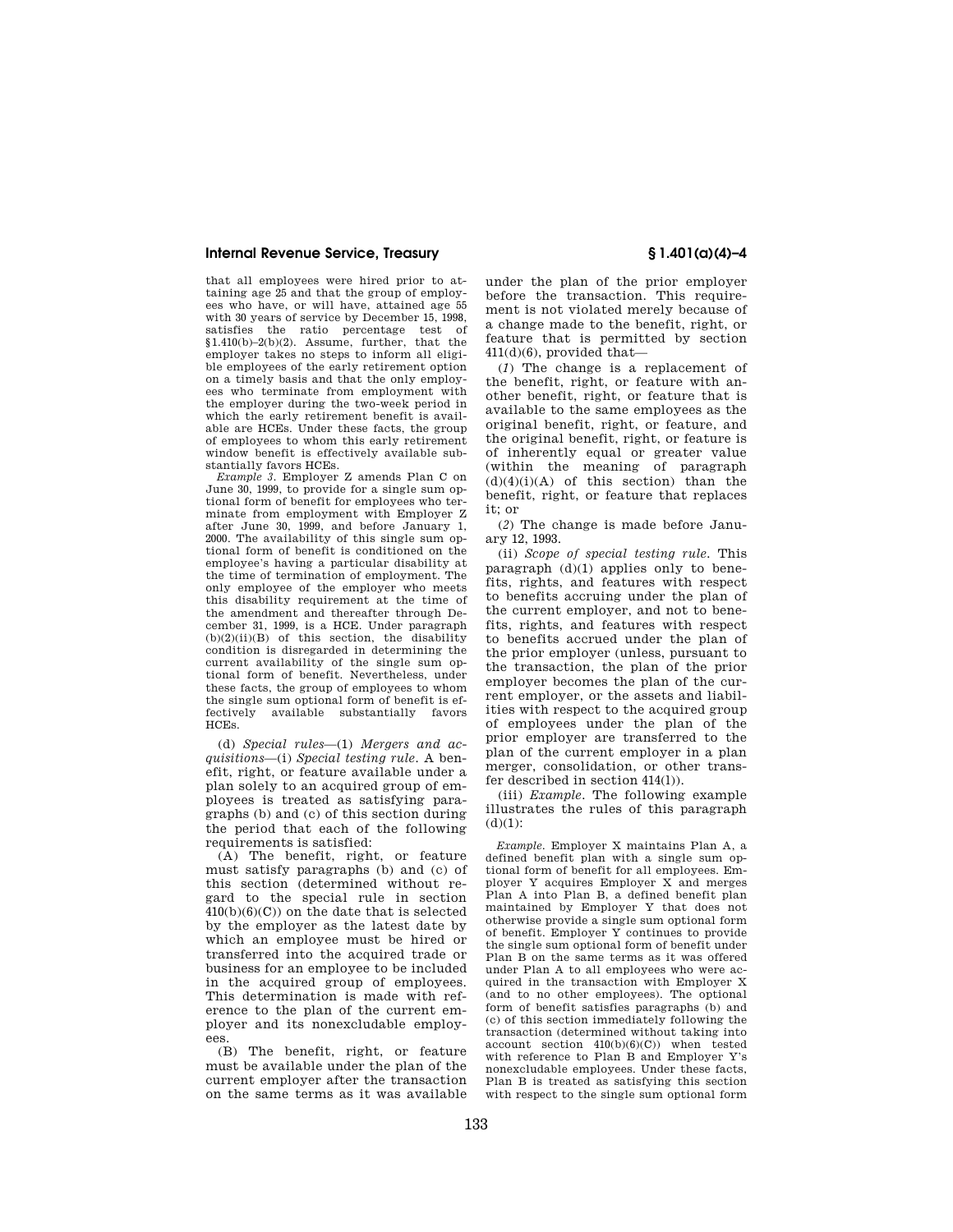that all employees were hired prior to attaining age 25 and that the group of employees who have, or will have, attained age 55 with 30 years of service by December 15, 1998, satisfies the ratio percentage test of §1.410(b)–2(b)(2). Assume, further, that the employer takes no steps to inform all eligible employees of the early retirement option on a timely basis and that the only employees who terminate from employment with the employer during the two-week period in which the early retirement benefit is available are HCEs. Under these facts, the group of employees to whom this early retirement window benefit is effectively available substantially favors HCEs.

*Example 3.* Employer Z amends Plan C on June 30, 1999, to provide for a single sum optional form of benefit for employees who terminate from employment with Employer Z after June 30, 1999, and before January 1, 2000. The availability of this single sum optional form of benefit is conditioned on the employee's having a particular disability at the time of termination of employment. The only employee of the employer who meets this disability requirement at the time of the amendment and thereafter through December 31, 1999, is a HCE. Under paragraph (b)(2)(ii)(B) of this section, the disability condition is disregarded in determining the current availability of the single sum optional form of benefit. Nevertheless, under these facts, the group of employees to whom the single sum optional form of benefit is effectively available substantially favors HCEs.

(d) *Special rules*—(1) *Mergers and acquisitions*—(i) *Special testing rule.* A benefit, right, or feature available under a plan solely to an acquired group of employees is treated as satisfying paragraphs (b) and (c) of this section during the period that each of the following requirements is satisfied:

(A) The benefit, right, or feature must satisfy paragraphs (b) and (c) of this section (determined without regard to the special rule in section 410(b)(6)(C)) on the date that is selected by the employer as the latest date by which an employee must be hired or transferred into the acquired trade or business for an employee to be included in the acquired group of employees. This determination is made with reference to the plan of the current employer and its nonexcludable employees.

(B) The benefit, right, or feature must be available under the plan of the current employer after the transaction on the same terms as it was available under the plan of the prior employer before the transaction. This requirement is not violated merely because of a change made to the benefit, right, or feature that is permitted by section 411(d)(6), provided that—

(*1*) The change is a replacement of the benefit, right, or feature with another benefit, right, or feature that is available to the same employees as the original benefit, right, or feature, and the original benefit, right, or feature is of inherently equal or greater value (within the meaning of paragraph (d)(4)(i)(A) of this section) than the benefit, right, or feature that replaces it; or

(*2*) The change is made before January 12, 1993.

(ii) *Scope of special testing rule.* This paragraph (d)(1) applies only to benefits, rights, and features with respect to benefits accruing under the plan of the current employer, and not to benefits, rights, and features with respect to benefits accrued under the plan of the prior employer (unless, pursuant to the transaction, the plan of the prior employer becomes the plan of the current employer, or the assets and liabilities with respect to the acquired group of employees under the plan of the prior employer are transferred to the plan of the current employer in a plan merger, consolidation, or other transfer described in section 414(l)).

(iii) *Example.* The following example illustrates the rules of this paragraph (d)(1):

*Example.* Employer X maintains Plan A, a defined benefit plan with a single sum optional form of benefit for all employees. Employer Y acquires Employer X and merges Plan A into Plan B, a defined benefit plan maintained by Employer Y that does not otherwise provide a single sum optional form of benefit. Employer Y continues to provide the single sum optional form of benefit under Plan B on the same terms as it was offered under Plan A to all employees who were acquired in the transaction with Employer X (and to no other employees). The optional form of benefit satisfies paragraphs (b) and (c) of this section immediately following the transaction (determined without taking into account section 410(b)(6)(C)) when tested with reference to Plan B and Employer Y's nonexcludable employees. Under these facts, Plan B is treated as satisfying this section with respect to the single sum optional form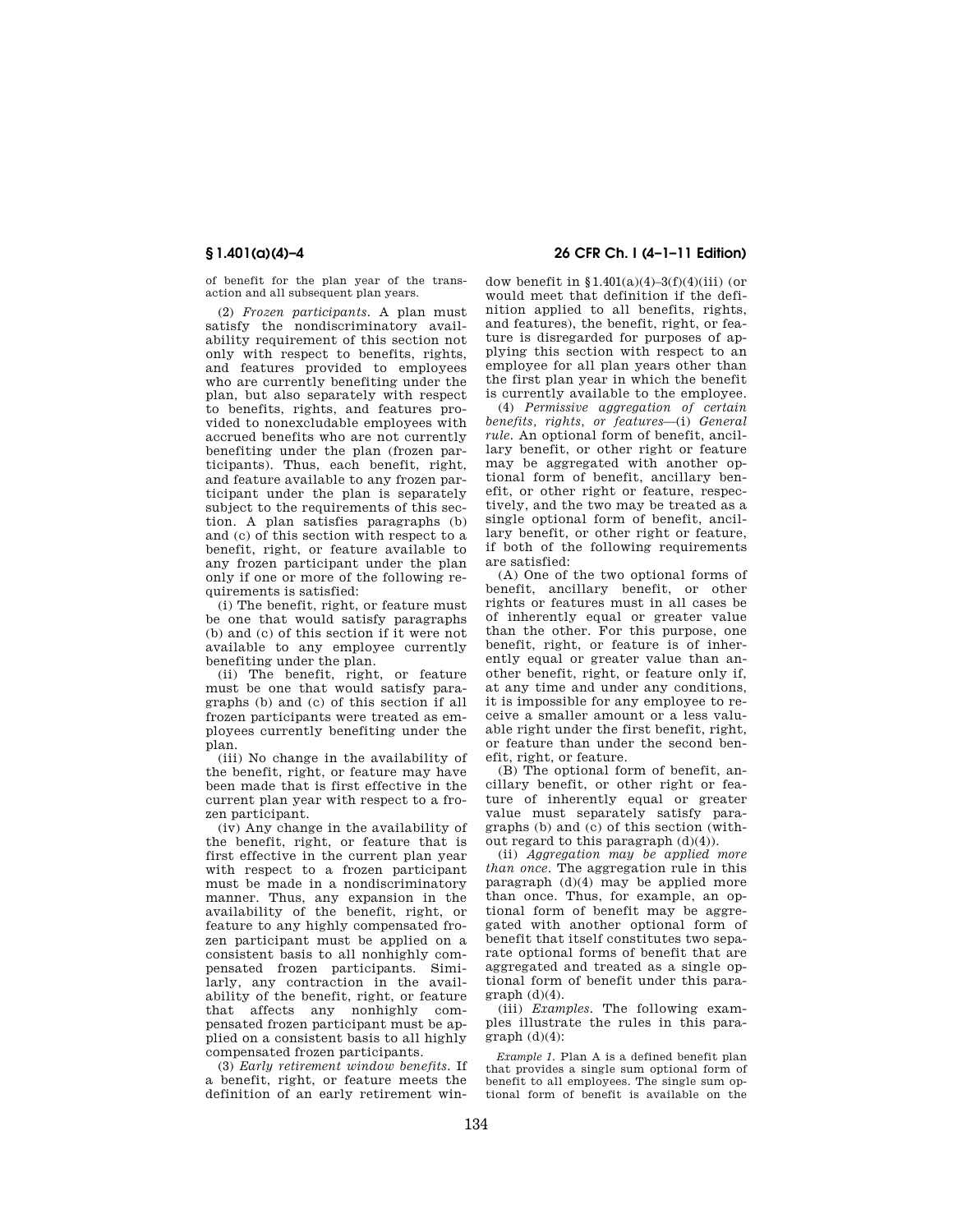of benefit for the plan year of the transaction and all subsequent plan years.

(2) *Frozen participants.* A plan must satisfy the nondiscriminatory availability requirement of this section not only with respect to benefits, rights, and features provided to employees who are currently benefiting under the plan, but also separately with respect to benefits, rights, and features provided to nonexcludable employees with accrued benefits who are not currently benefiting under the plan (frozen participants). Thus, each benefit, right, and feature available to any frozen participant under the plan is separately subject to the requirements of this section. A plan satisfies paragraphs (b) and (c) of this section with respect to a benefit, right, or feature available to any frozen participant under the plan only if one or more of the following requirements is satisfied:

(i) The benefit, right, or feature must be one that would satisfy paragraphs (b) and (c) of this section if it were not available to any employee currently benefiting under the plan.

(ii) The benefit, right, or feature must be one that would satisfy paragraphs (b) and (c) of this section if all frozen participants were treated as employees currently benefiting under the plan.

(iii) No change in the availability of the benefit, right, or feature may have been made that is first effective in the current plan year with respect to a frozen participant.

(iv) Any change in the availability of the benefit, right, or feature that is first effective in the current plan year with respect to a frozen participant must be made in a nondiscriminatory manner. Thus, any expansion in the availability of the benefit, right, or feature to any highly compensated frozen participant must be applied on a consistent basis to all nonhighly compensated frozen participants. Similarly, any contraction in the availability of the benefit, right, or feature that affects any nonhighly compensated frozen participant must be applied on a consistent basis to all highly compensated frozen participants.

(3) *Early retirement window benefits.* If a benefit, right, or feature meets the definition of an early retirement window benefit in §1.401(a)(4)–3(f)(4)(iii) (or would meet that definition if the definition applied to all benefits, rights, and features), the benefit, right, or feature is disregarded for purposes of applying this section with respect to an employee for all plan years other than the first plan year in which the benefit is currently available to the employee.

(4) *Permissive aggregation of certain benefits, rights, or features*—(i) *General rule.* An optional form of benefit, ancillary benefit, or other right or feature may be aggregated with another optional form of benefit, ancillary benefit, or other right or feature, respectively, and the two may be treated as a single optional form of benefit, ancillary benefit, or other right or feature, if both of the following requirements are satisfied:

(A) One of the two optional forms of benefit, ancillary benefit, or other rights or features must in all cases be of inherently equal or greater value than the other. For this purpose, one benefit, right, or feature is of inherently equal or greater value than another benefit, right, or feature only if, at any time and under any conditions, it is impossible for any employee to receive a smaller amount or a less valuable right under the first benefit, right, or feature than under the second benefit, right, or feature.

(B) The optional form of benefit, ancillary benefit, or other right or feature of inherently equal or greater value must separately satisfy paragraphs (b) and (c) of this section (without regard to this paragraph (d)(4)).

(ii) *Aggregation may be applied more than once.* The aggregation rule in this paragraph (d)(4) may be applied more than once. Thus, for example, an optional form of benefit may be aggregated with another optional form of benefit that itself constitutes two separate optional forms of benefit that are aggregated and treated as a single optional form of benefit under this paragraph (d)(4).

(iii) *Examples.* The following examples illustrate the rules in this paragraph (d)(4):

*Example 1.* Plan A is a defined benefit plan that provides a single sum optional form of benefit to all employees. The single sum optional form of benefit is available on the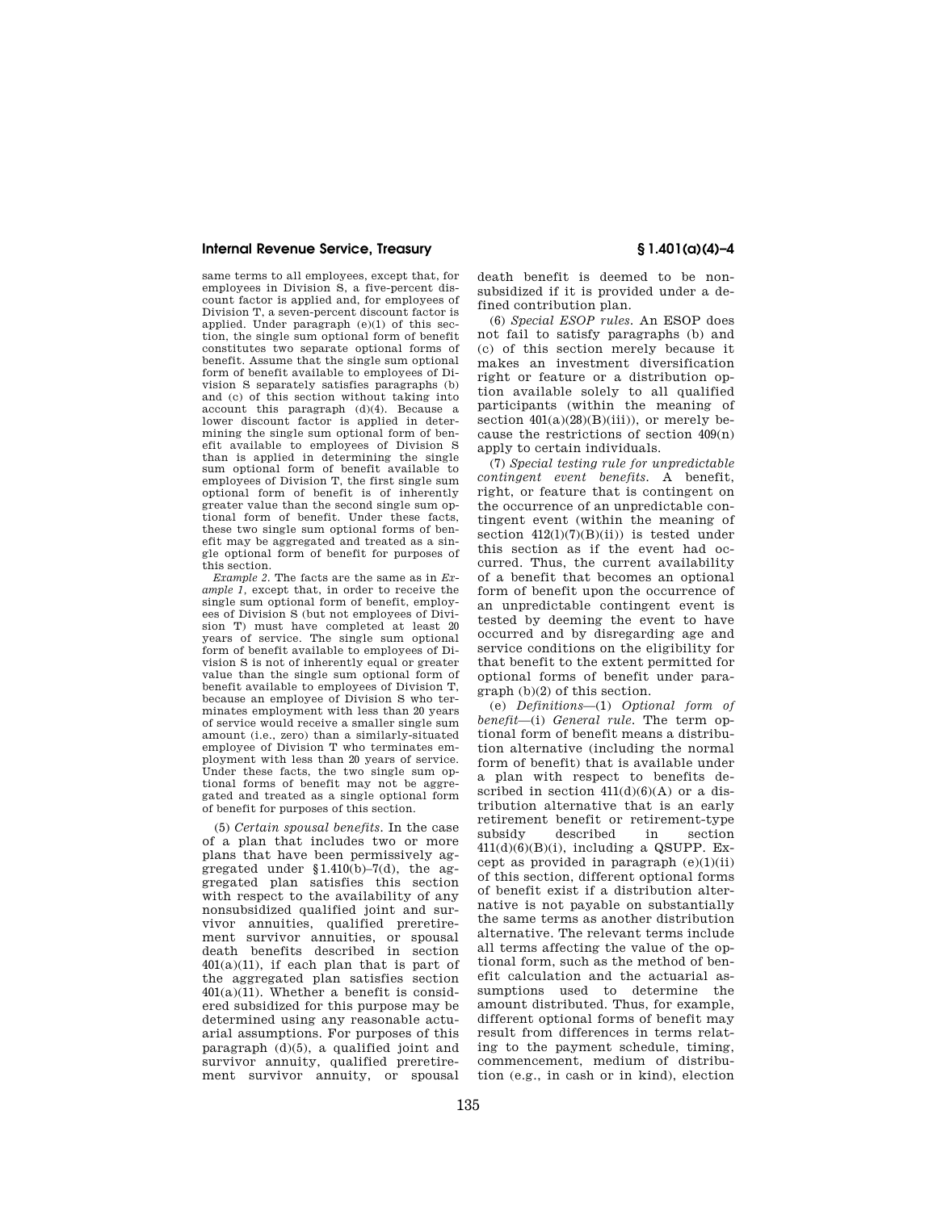same terms to all employees, except that, for employees in Division S, a five-percent discount factor is applied and, for employees of Division T, a seven-percent discount factor is applied. Under paragraph (e)(1) of this section, the single sum optional form of benefit constitutes two separate optional forms of benefit. Assume that the single sum optional form of benefit available to employees of Division S separately satisfies paragraphs (b) and (c) of this section without taking into account this paragraph (d)(4). Because a lower discount factor is applied in determining the single sum optional form of benefit available to employees of Division S than is applied in determining the single sum optional form of benefit available to employees of Division T, the first single sum optional form of benefit is of inherently greater value than the second single sum optional form of benefit. Under these facts, these two single sum optional forms of benefit may be aggregated and treated as a single optional form of benefit for purposes of this section.

*Example 2.* The facts are the same as in *Example 1*, except that, in order to receive the single sum optional form of benefit, employees of Division S (but not employees of Division T) must have completed at least 20 years of service. The single sum optional form of benefit available to employees of Division S is not of inherently equal or greater value than the single sum optional form of benefit available to employees of Division T, because an employee of Division S who terminates employment with less than 20 years of service would receive a smaller single sum amount (i.e., zero) than a similarly-situated employee of Division T who terminates employment with less than 20 years of service. Under these facts, the two single sum optional forms of benefit may not be aggregated and treated as a single optional form of benefit for purposes of this section.

(5) *Certain spousal benefits.* In the case of a plan that includes two or more plans that have been permissively aggregated under §1.410(b)–7(d), the aggregated plan satisfies this section with respect to the availability of any nonsubsidized qualified joint and survivor annuities, qualified preretirement survivor annuities, or spousal death benefits described in section 401(a)(11), if each plan that is part of the aggregated plan satisfies section 401(a)(11). Whether a benefit is considered subsidized for this purpose may be determined using any reasonable actuarial assumptions. For purposes of this paragraph (d)(5), a qualified joint and survivor annuity, qualified preretirement survivor annuity, or spousal death benefit is deemed to be nonsubsidized if it is provided under a defined contribution plan.

(6) *Special ESOP rules.* An ESOP does not fail to satisfy paragraphs (b) and (c) of this section merely because it makes an investment diversification right or feature or a distribution option available solely to all qualified participants (within the meaning of section 401(a)(28)(B)(iii)), or merely because the restrictions of section 409(n) apply to certain individuals.

(7) *Special testing rule for unpredictable contingent event benefits.* A benefit, right, or feature that is contingent on the occurrence of an unpredictable contingent event (within the meaning of section 412(l)(7)(B)(ii)) is tested under this section as if the event had occurred. Thus, the current availability of a benefit that becomes an optional form of benefit upon the occurrence of an unpredictable contingent event is tested by deeming the event to have occurred and by disregarding age and service conditions on the eligibility for that benefit to the extent permitted for optional forms of benefit under paragraph (b)(2) of this section.

(e) *Definitions*—(1) *Optional form of benefit*—(i) *General rule.* The term optional form of benefit means a distribution alternative (including the normal form of benefit) that is available under a plan with respect to benefits described in section 411(d)(6)(A) or a distribution alternative that is an early retirement benefit or retirement-type subsidy described in section 411(d)(6)(B)(i), including a QSUPP. Except as provided in paragraph (e)(1)(ii) of this section, different optional forms of benefit exist if a distribution alternative is not payable on substantially the same terms as another distribution alternative. The relevant terms include all terms affecting the value of the optional form, such as the method of benefit calculation and the actuarial assumptions used to determine the amount distributed. Thus, for example, different optional forms of benefit may result from differences in terms relating to the payment schedule, timing, commencement, medium of distribution (e.g., in cash or in kind), election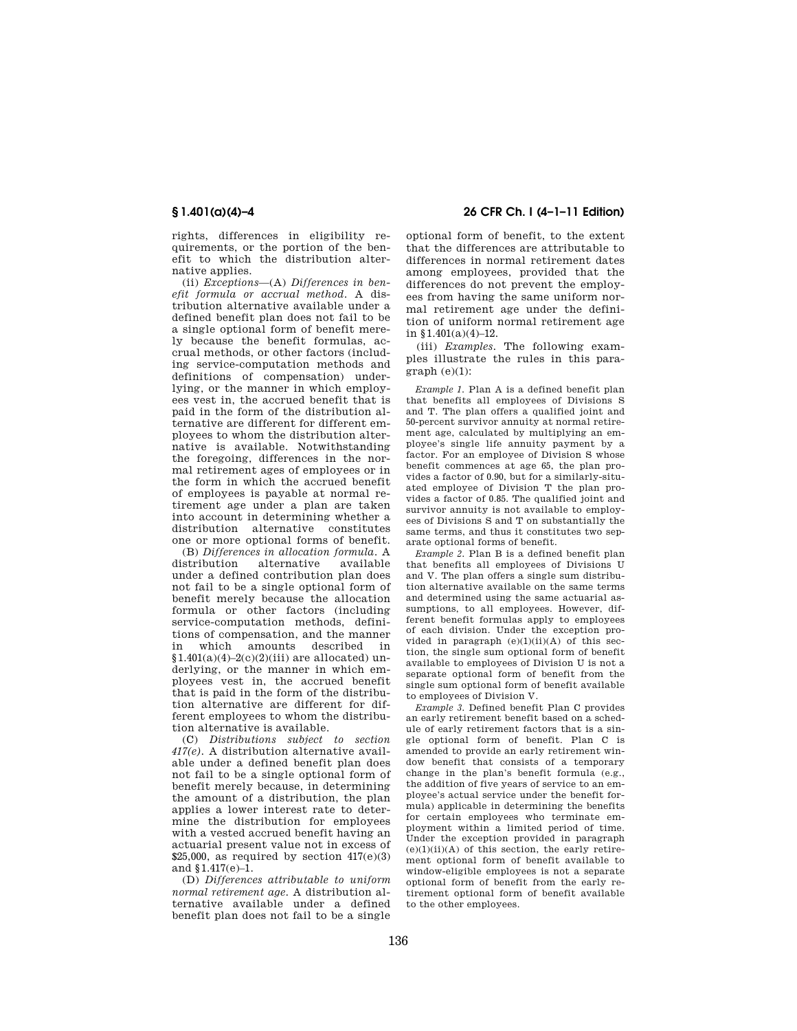rights, differences in eligibility requirements, or the portion of the benefit to which the distribution alternative applies.

(ii) *Exceptions*—(A) *Differences in benefit formula or accrual method.* A distribution alternative available under a defined benefit plan does not fail to be a single optional form of benefit merely because the benefit formulas, accrual methods, or other factors (including service-computation methods and definitions of compensation) underlying, or the manner in which employees vest in, the accrued benefit that is paid in the form of the distribution alternative are different for different employees to whom the distribution alternative is available. Notwithstanding the foregoing, differences in the normal retirement ages of employees or in the form in which the accrued benefit of employees is payable at normal retirement age under a plan are taken into account in determining whether a distribution alternative constitutes one or more optional forms of benefit.

(B) *Differences in allocation formula.* A distribution alternative available under a defined contribution plan does not fail to be a single optional form of benefit merely because the allocation formula or other factors (including service-computation methods, definitions of compensation, and the manner in which amounts described in §1.401(a)(4)–2(c)(2)(iii) are allocated) underlying, or the manner in which employees vest in, the accrued benefit that is paid in the form of the distribution alternative are different for different employees to whom the distribution alternative is available.

(C) *Distributions subject to section 417(e).* A distribution alternative available under a defined benefit plan does not fail to be a single optional form of benefit merely because, in determining the amount of a distribution, the plan applies a lower interest rate to determine the distribution for employees with a vested accrued benefit having an actuarial present value not in excess of $25,000, as required by section 417(e)(3) and §1.417(e)–1.

(D) *Differences attributable to uniform normal retirement age.* A distribution alternative available under a defined benefit plan does not fail to be a single optional form of benefit, to the extent that the differences are attributable to differences in normal retirement dates among employees, provided that the differences do not prevent the employees from having the same uniform normal retirement age under the definition of uniform normal retirement age in §1.401(a)(4)–12.

(iii) *Examples.* The following examples illustrate the rules in this paragraph (e)(1):

*Example 1.* Plan A is a defined benefit plan that benefits all employees of Divisions S and T. The plan offers a qualified joint and 50-percent survivor annuity at normal retirement age, calculated by multiplying an employee's single life annuity payment by a factor. For an employee of Division S whose benefit commences at age 65, the plan provides a factor of 0.90, but for a similarly-situated employee of Division T the plan provides a factor of 0.85. The qualified joint and survivor annuity is not available to employees of Divisions S and T on substantially the same terms, and thus it constitutes two separate optional forms of benefit.

*Example 2.* Plan B is a defined benefit plan that benefits all employees of Divisions U and V. The plan offers a single sum distribution alternative available on the same terms and determined using the same actuarial assumptions, to all employees. However, different benefit formulas apply to employees of each division. Under the exception provided in paragraph (e)(1)(ii)(A) of this section, the single sum optional form of benefit available to employees of Division U is not a separate optional form of benefit from the single sum optional form of benefit available to employees of Division V.

*Example 3.* Defined benefit Plan C provides an early retirement benefit based on a schedule of early retirement factors that is a single optional form of benefit. Plan C is amended to provide an early retirement window benefit that consists of a temporary change in the plan's benefit formula (e.g., the addition of five years of service to an employee's actual service under the benefit formula) applicable in determining the benefits for certain employees who terminate employment within a limited period of time. Under the exception provided in paragraph (e)(1)(ii)(A) of this section, the early retirement optional form of benefit available to window-eligible employees is not a separate optional form of benefit from the early retirement optional form of benefit available to the other employees.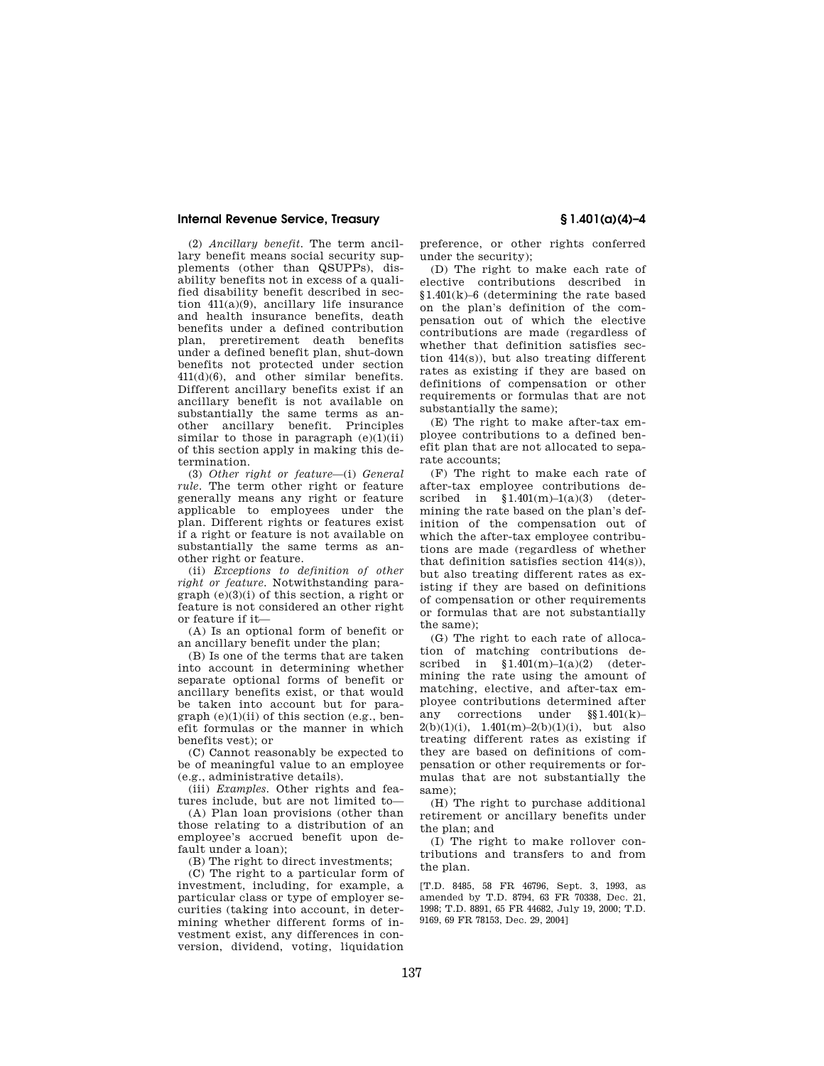(2) *Ancillary benefit.* The term ancillary benefit means social security supplements (other than QSUPPs), disability benefits not in excess of a qualified disability benefit described in section 411(a)(9), ancillary life insurance and health insurance benefits, death benefits under a defined contribution plan, preretirement death benefits under a defined benefit plan, shut-down benefits not protected under section 411(d)(6), and other similar benefits. Different ancillary benefits exist if an ancillary benefit is not available on substantially the same terms as another ancillary benefit. Principles similar to those in paragraph (e)(1)(ii) of this section apply in making this determination.

(3) *Other right or feature*—(i) *General rule.* The term other right or feature generally means any right or feature applicable to employees under the plan. Different rights or features exist if a right or feature is not available on substantially the same terms as another right or feature.

(ii) *Exceptions to definition of other right or feature.* Notwithstanding paragraph (e)(3)(i) of this section, a right or feature is not considered an other right or feature if it—

(A) Is an optional form of benefit or an ancillary benefit under the plan;

(B) Is one of the terms that are taken into account in determining whether separate optional forms of benefit or ancillary benefits exist, or that would be taken into account but for paragraph (e)(1)(ii) of this section (e.g., benefit formulas or the manner in which benefits vest); or

(C) Cannot reasonably be expected to be of meaningful value to an employee (e.g., administrative details).

(iii) *Examples.* Other rights and features include, but are not limited to—

(A) Plan loan provisions (other than those relating to a distribution of an employee's accrued benefit upon default under a loan);

(B) The right to direct investments;

(C) The right to a particular form of investment, including, for example, a particular class or type of employer securities (taking into account, in determining whether different forms of investment exist, any differences in conversion, dividend, voting, liquidation preference, or other rights conferred under the security);

(D) The right to make each rate of elective contributions described in §1.401(k)–6 (determining the rate based on the plan's definition of the compensation out of which the elective contributions are made (regardless of whether that definition satisfies section 414(s)), but also treating different rates as existing if they are based on definitions of compensation or other requirements or formulas that are not substantially the same);

(E) The right to make after-tax employee contributions to a defined benefit plan that are not allocated to separate accounts;

(F) The right to make each rate of after-tax employee contributions described in §1.401(m)–1(a)(3) (determining the rate based on the plan's definition of the compensation out of which the after-tax employee contributions are made (regardless of whether that definition satisfies section 414(s)), but also treating different rates as existing if they are based on definitions of compensation or other requirements or formulas that are not substantially the same);

(G) The right to each rate of allocation of matching contributions described in §1.401(m)–1(a)(2) (determining the rate using the amount of matching, elective, and after-tax employee contributions determined after any corrections under §§1.401(k)–2(b)(1)(i), 1.401(m)–2(b)(1)(i), but also treating different rates as existing if they are based on definitions of compensation or other requirements or formulas that are not substantially the same);

(H) The right to purchase additional retirement or ancillary benefits under the plan; and

(I) The right to make rollover contributions and transfers to and from the plan.

[T.D. 8485, 58 FR 46796, Sept. 3, 1993, as amended by T.D. 8794, 63 FR 70338, Dec. 21, 1998; T.D. 8891, 65 FR 44682, July 19, 2000; T.D. 9169, 69 FR 78153, Dec. 29, 2004]